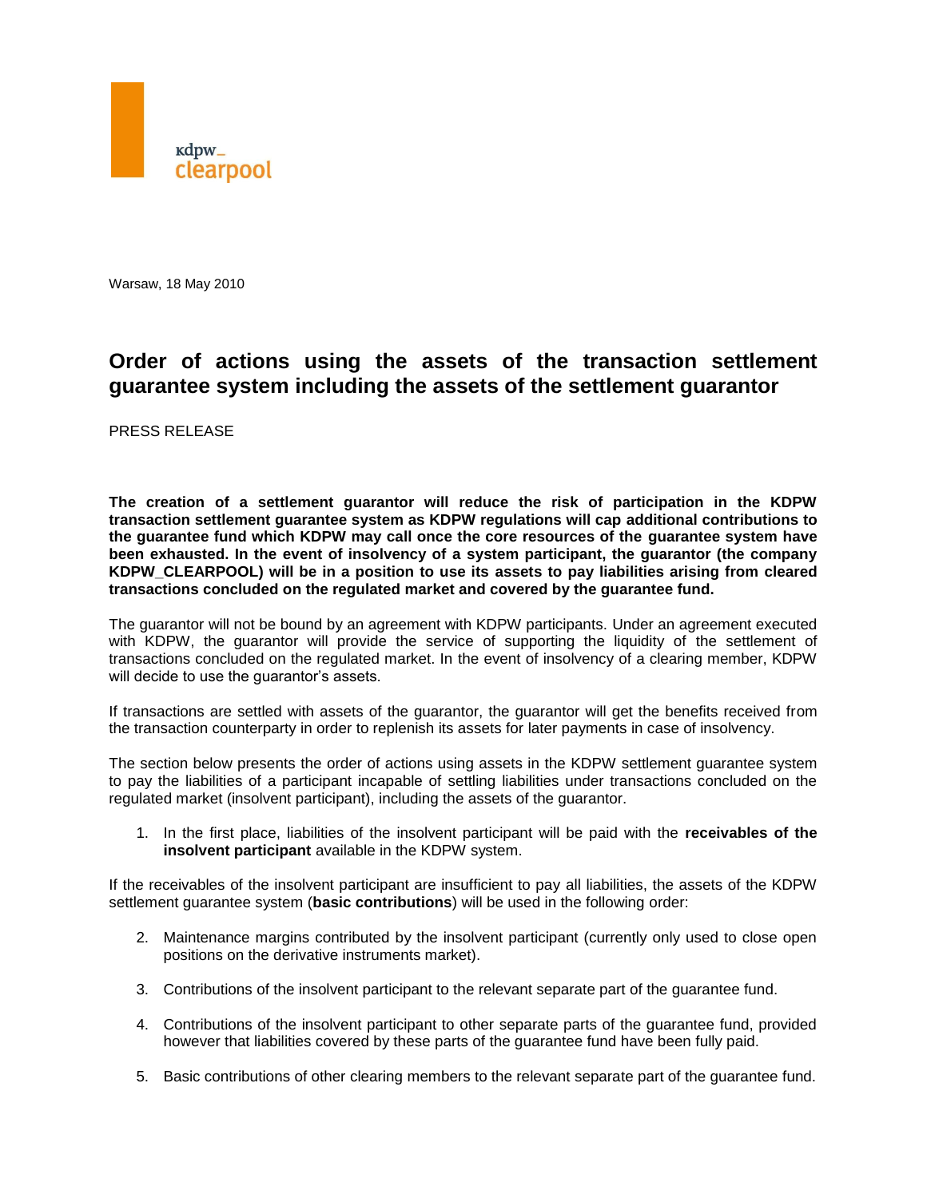kdpw_
clearpool

Warsaw, 18 May 2010

# Order of actions using the assets of the transaction settlement guarantee system including the assets of the settlement guarantor

PRESS RELEASE

**The creation of a settlement guarantor will reduce the risk of participation in the KDPW transaction settlement guarantee system as KDPW regulations will cap additional contributions to the guarantee fund which KDPW may call once the core resources of the guarantee system have been exhausted. In the event of insolvency of a system participant, the guarantor (the company KDPW_CLEARPOOL) will be in a position to use its assets to pay liabilities arising from cleared transactions concluded on the regulated market and covered by the guarantee fund.**

The guarantor will not be bound by an agreement with KDPW participants. Under an agreement executed with KDPW, the guarantor will provide the service of supporting the liquidity of the settlement of transactions concluded on the regulated market. In the event of insolvency of a clearing member, KDPW will decide to use the guarantor's assets.

If transactions are settled with assets of the guarantor, the guarantor will get the benefits received from the transaction counterparty in order to replenish its assets for later payments in case of insolvency.

The section below presents the order of actions using assets in the KDPW settlement guarantee system to pay the liabilities of a participant incapable of settling liabilities under transactions concluded on the regulated market (insolvent participant), including the assets of the guarantor.

1. In the first place, liabilities of the insolvent participant will be paid with the **receivables of the insolvent participant** available in the KDPW system.

If the receivables of the insolvent participant are insufficient to pay all liabilities, the assets of the KDPW settlement guarantee system (**basic contributions**) will be used in the following order:

2. Maintenance margins contributed by the insolvent participant (currently only used to close open positions on the derivative instruments market).
3. Contributions of the insolvent participant to the relevant separate part of the guarantee fund.
4. Contributions of the insolvent participant to other separate parts of the guarantee fund, provided however that liabilities covered by these parts of the guarantee fund have been fully paid.
5. Basic contributions of other clearing members to the relevant separate part of the guarantee fund.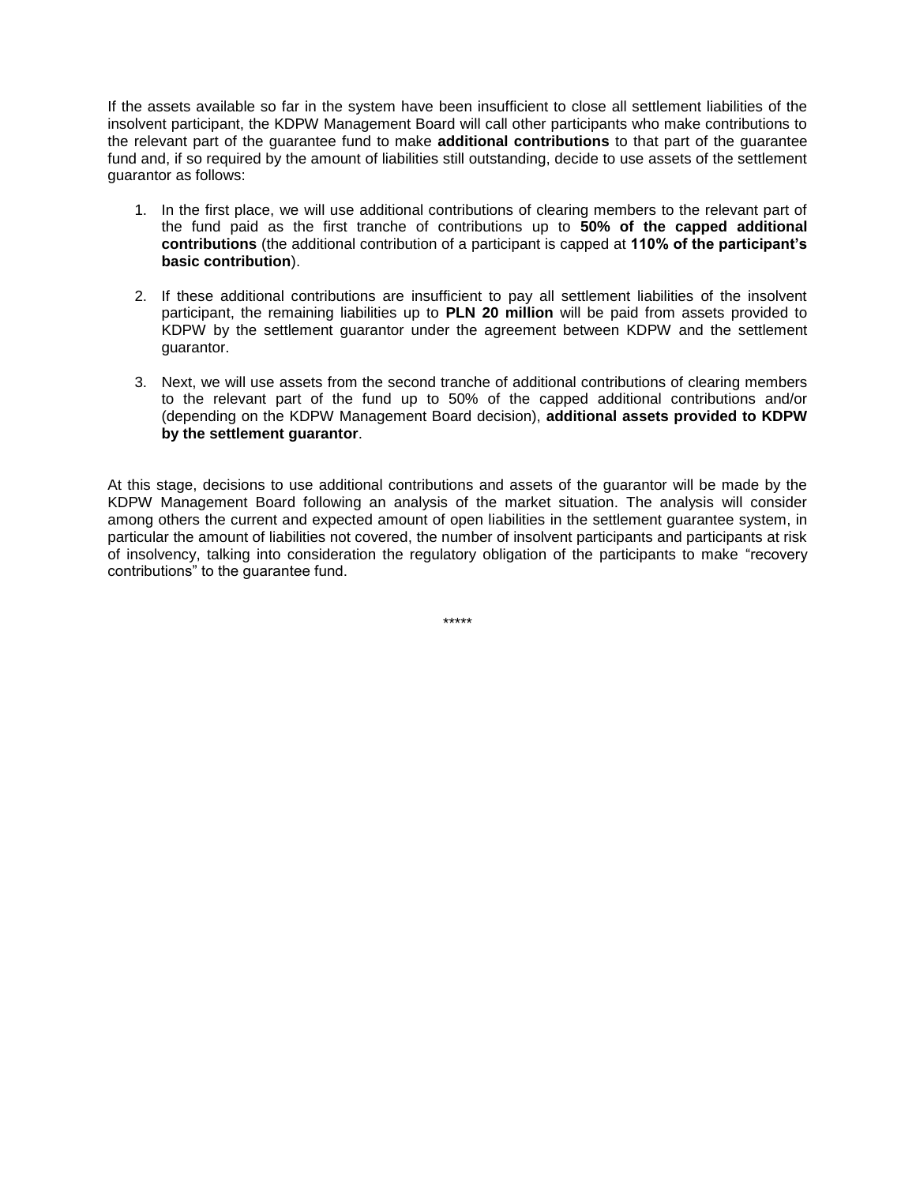If the assets available so far in the system have been insufficient to close all settlement liabilities of the insolvent participant, the KDPW Management Board will call other participants who make contributions to the relevant part of the guarantee fund to make **additional contributions** to that part of the guarantee fund and, if so required by the amount of liabilities still outstanding, decide to use assets of the settlement guarantor as follows:

1. In the first place, we will use additional contributions of clearing members to the relevant part of the fund paid as the first tranche of contributions up to **50% of the capped additional contributions** (the additional contribution of a participant is capped at **110% of the participant's basic contribution**).

2. If these additional contributions are insufficient to pay all settlement liabilities of the insolvent participant, the remaining liabilities up to **PLN 20 million** will be paid from assets provided to KDPW by the settlement guarantor under the agreement between KDPW and the settlement guarantor.

3. Next, we will use assets from the second tranche of additional contributions of clearing members to the relevant part of the fund up to 50% of the capped additional contributions and/or (depending on the KDPW Management Board decision), **additional assets provided to KDPW by the settlement guarantor**.

At this stage, decisions to use additional contributions and assets of the guarantor will be made by the KDPW Management Board following an analysis of the market situation. The analysis will consider among others the current and expected amount of open liabilities in the settlement guarantee system, in particular the amount of liabilities not covered, the number of insolvent participants and participants at risk of insolvency, talking into consideration the regulatory obligation of the participants to make "recovery contributions" to the guarantee fund.

*****